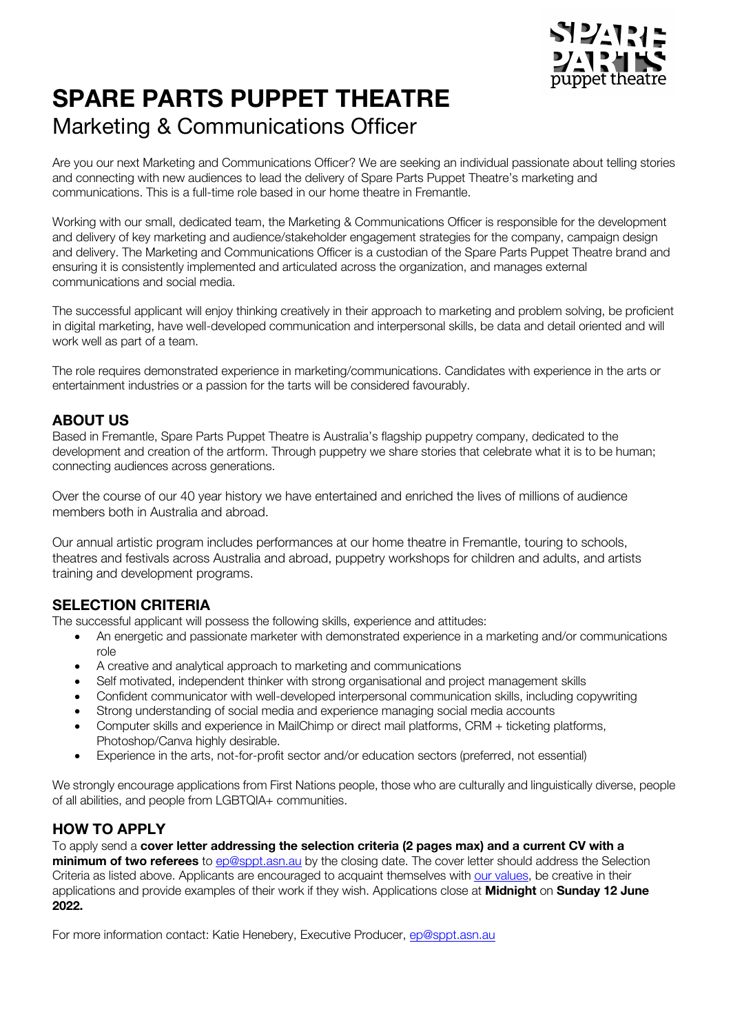# SPARE PARTS PUPPET THEATRE

## Marketing & Communications Officer

Are you our next Marketing and Communications Officer? We are seeking an individual passionate about telling stories and connecting with new audiences to lead the delivery of Spare Parts Puppet Theatre's marketing and communications. This is a full-time role based in our home theatre in Fremantle.

Working with our small, dedicated team, the Marketing & Communications Officer is responsible for the development and delivery of key marketing and audience/stakeholder engagement strategies for the company, campaign design and delivery. The Marketing and Communications Officer is a custodian of the Spare Parts Puppet Theatre brand and ensuring it is consistently implemented and articulated across the organization, and manages external communications and social media.

The successful applicant will enjoy thinking creatively in their approach to marketing and problem solving, be proficient in digital marketing, have well-developed communication and interpersonal skills, be data and detail oriented and will work well as part of a team.

The role requires demonstrated experience in marketing/communications. Candidates with experience in the arts or entertainment industries or a passion for the tarts will be considered favourably.

### ABOUT US

Based in Fremantle, Spare Parts Puppet Theatre is Australia's flagship puppetry company, dedicated to the development and creation of the artform. Through puppetry we share stories that celebrate what it is to be human; connecting audiences across generations.

Over the course of our 40 year history we have entertained and enriched the lives of millions of audience members both in Australia and abroad.

Our annual artistic program includes performances at our home theatre in Fremantle, touring to schools, theatres and festivals across Australia and abroad, puppetry workshops for children and adults, and artists training and development programs.

### SELECTION CRITERIA

The successful applicant will possess the following skills, experience and attitudes:

- An energetic and passionate marketer with demonstrated experience in a marketing and/or communications role
- A creative and analytical approach to marketing and communications
- Self motivated, independent thinker with strong organisational and project management skills
- Confident communicator with well-developed interpersonal communication skills, including copywriting
- Strong understanding of social media and experience managing social media accounts
- Computer skills and experience in MailChimp or direct mail platforms, CRM + ticketing platforms, Photoshop/Canva highly desirable.
- Experience in the arts, not-for-profit sector and/or education sectors (preferred, not essential)

We strongly encourage applications from First Nations people, those who are culturally and linguistically diverse, people of all abilities, and people from LGBTQIA+ communities.

### HOW TO APPLY

To apply send a **cover letter addressing the selection criteria (2 pages max) and a current CV with a minimum of two referees** to ep@sppt.asn.au by the closing date. The cover letter should address the Selection Criteria as listed above. Applicants are encouraged to acquaint themselves with our values, be creative in their applications and provide examples of their work if they wish. Applications close at **Midnight** on **Sunday 12 June 2022.**

For more information contact: Katie Henebery, Executive Producer, ep@sppt.asn.au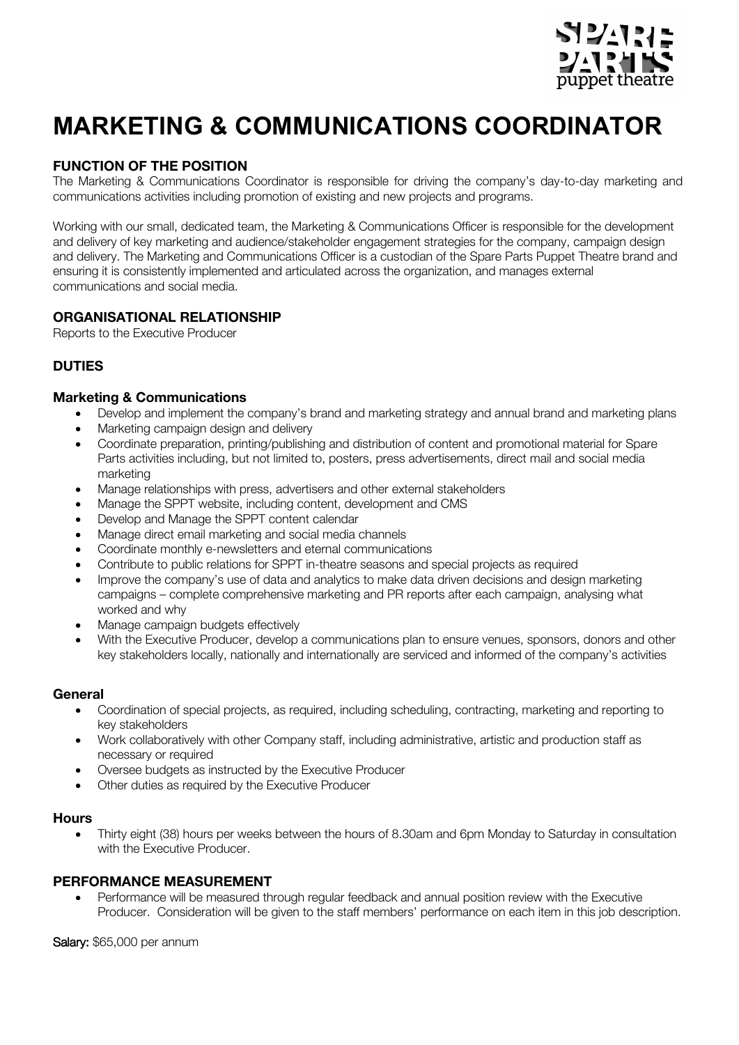# MARKETING & COMMUNICATIONS COORDINATOR

### FUNCTION OF THE POSITION

The Marketing & Communications Coordinator is responsible for driving the company's day-to-day marketing and communications activities including promotion of existing and new projects and programs.

Working with our small, dedicated team, the Marketing & Communications Officer is responsible for the development and delivery of key marketing and audience/stakeholder engagement strategies for the company, campaign design and delivery. The Marketing and Communications Officer is a custodian of the Spare Parts Puppet Theatre brand and ensuring it is consistently implemented and articulated across the organization, and manages external communications and social media.

### ORGANISATIONAL RELATIONSHIP

Reports to the Executive Producer

### DUTIES

#### Marketing & Communications

- Develop and implement the company's brand and marketing strategy and annual brand and marketing plans
- Marketing campaign design and delivery
- Coordinate preparation, printing/publishing and distribution of content and promotional material for Spare Parts activities including, but not limited to, posters, press advertisements, direct mail and social media marketing
- Manage relationships with press, advertisers and other external stakeholders
- Manage the SPPT website, including content, development and CMS
- Develop and Manage the SPPT content calendar
- Manage direct email marketing and social media channels
- Coordinate monthly e-newsletters and eternal communications
- Contribute to public relations for SPPT in-theatre seasons and special projects as required
- Improve the company's use of data and analytics to make data driven decisions and design marketing campaigns – complete comprehensive marketing and PR reports after each campaign, analysing what worked and why
- Manage campaign budgets effectively
- With the Executive Producer, develop a communications plan to ensure venues, sponsors, donors and other key stakeholders locally, nationally and internationally are serviced and informed of the company's activities

#### General

- Coordination of special projects, as required, including scheduling, contracting, marketing and reporting to key stakeholders
- Work collaboratively with other Company staff, including administrative, artistic and production staff as necessary or required
- Oversee budgets as instructed by the Executive Producer
- Other duties as required by the Executive Producer

#### Hours

- Thirty eight (38) hours per weeks between the hours of 8.30am and 6pm Monday to Saturday in consultation with the Executive Producer.

### PERFORMANCE MEASUREMENT

- Performance will be measured through regular feedback and annual position review with the Executive Producer. Consideration will be given to the staff members' performance on each item in this job description.

**Salary:** $65,000 per annum